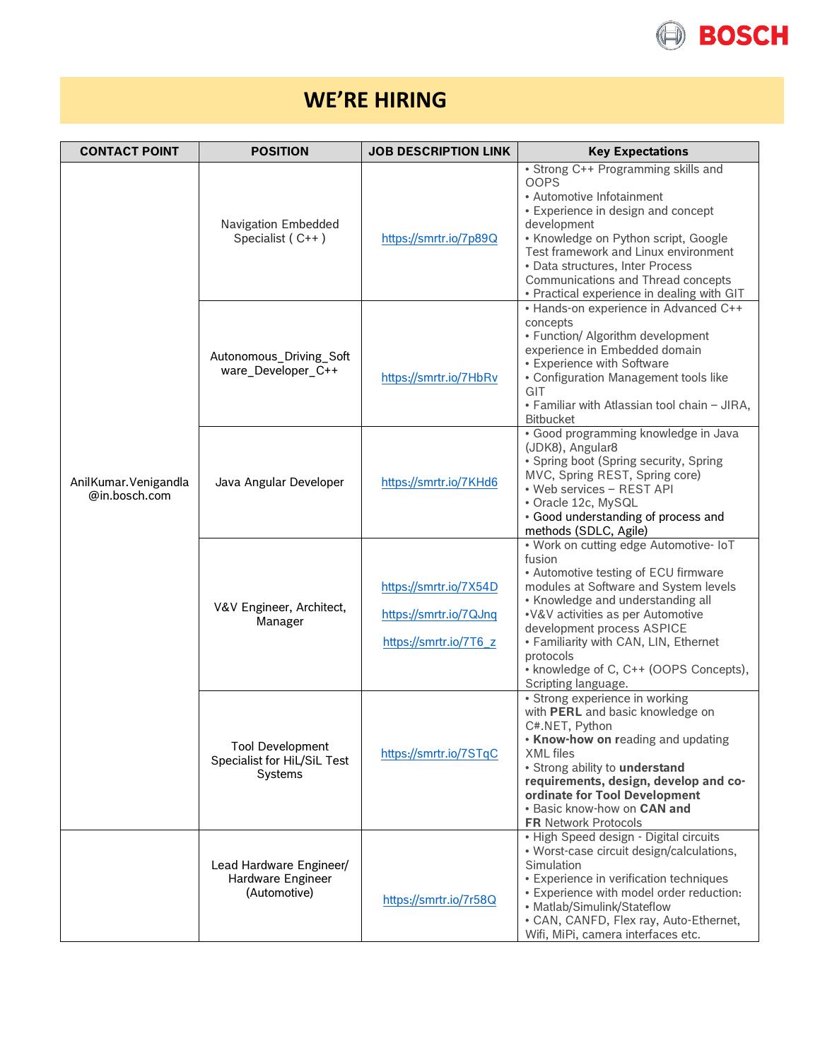# WE'RE HIRING

| CONTACT POINT | POSITION | JOB DESCRIPTION LINK | Key Expectations |
|---|---|---|---|
| AnilKumar.Venigandla@in.bosch.com | Navigation Embedded Specialist ( C++ ) | https://smrtr.io/7p89Q | • Strong C++ Programming skills and OOPS<br>• Automotive Infotainment<br>• Experience in design and concept development<br>• Knowledge on Python script, Google Test framework and Linux environment<br>• Data structures, Inter Process Communications and Thread concepts<br>• Practical experience in dealing with GIT |
| | Autonomous_Driving_Software_Developer_C++ | https://smrtr.io/7HbRv | • Hands-on experience in Advanced C++ concepts<br>• Function/ Algorithm development experience in Embedded domain<br>• Experience with Software<br>• Configuration Management tools like GIT<br>• Familiar with Atlassian tool chain – JIRA, Bitbucket |
| | Java Angular Developer | https://smrtr.io/7KHd6 | • Good programming knowledge in Java (JDK8), Angular8<br>• Spring boot (Spring security, Spring MVC, Spring REST, Spring core)<br>• Web services – REST API<br>• Oracle 12c, MySQL<br>• Good understanding of process and methods (SDLC, Agile) |
| | V&V Engineer, Architect, Manager | https://smrtr.io/7X54D<br>https://smrtr.io/7QJnq<br>https://smrtr.io/7T6_z | • Work on cutting edge Automotive- IoT fusion<br>• Automotive testing of ECU firmware modules at Software and System levels<br>• Knowledge and understanding all<br>•V&V activities as per Automotive development process ASPICE<br>• Familiarity with CAN, LIN, Ethernet protocols<br>• knowledge of C, C++ (OOPS Concepts), Scripting language. |
| | Tool Development Specialist for HiL/SiL Test Systems | https://smrtr.io/7STqC | • Strong experience in working with **PERL** and basic knowledge on C#.NET, Python<br>• **Know-how on r**eading and updating XML files<br>• Strong ability to **understand requirements, design, develop and co-ordinate for Tool Development**<br>• Basic know-how on **CAN and FR** Network Protocols |
| | Lead Hardware Engineer/ Hardware Engineer (Automotive) | https://smrtr.io/7r58Q | • High Speed design - Digital circuits<br>• Worst-case circuit design/calculations, Simulation<br>• Experience in verification techniques<br>• Experience with model order reduction:<br>• Matlab/Simulink/Stateflow<br>• CAN, CANFD, Flex ray, Auto-Ethernet, Wifi, MiPi, camera interfaces etc. |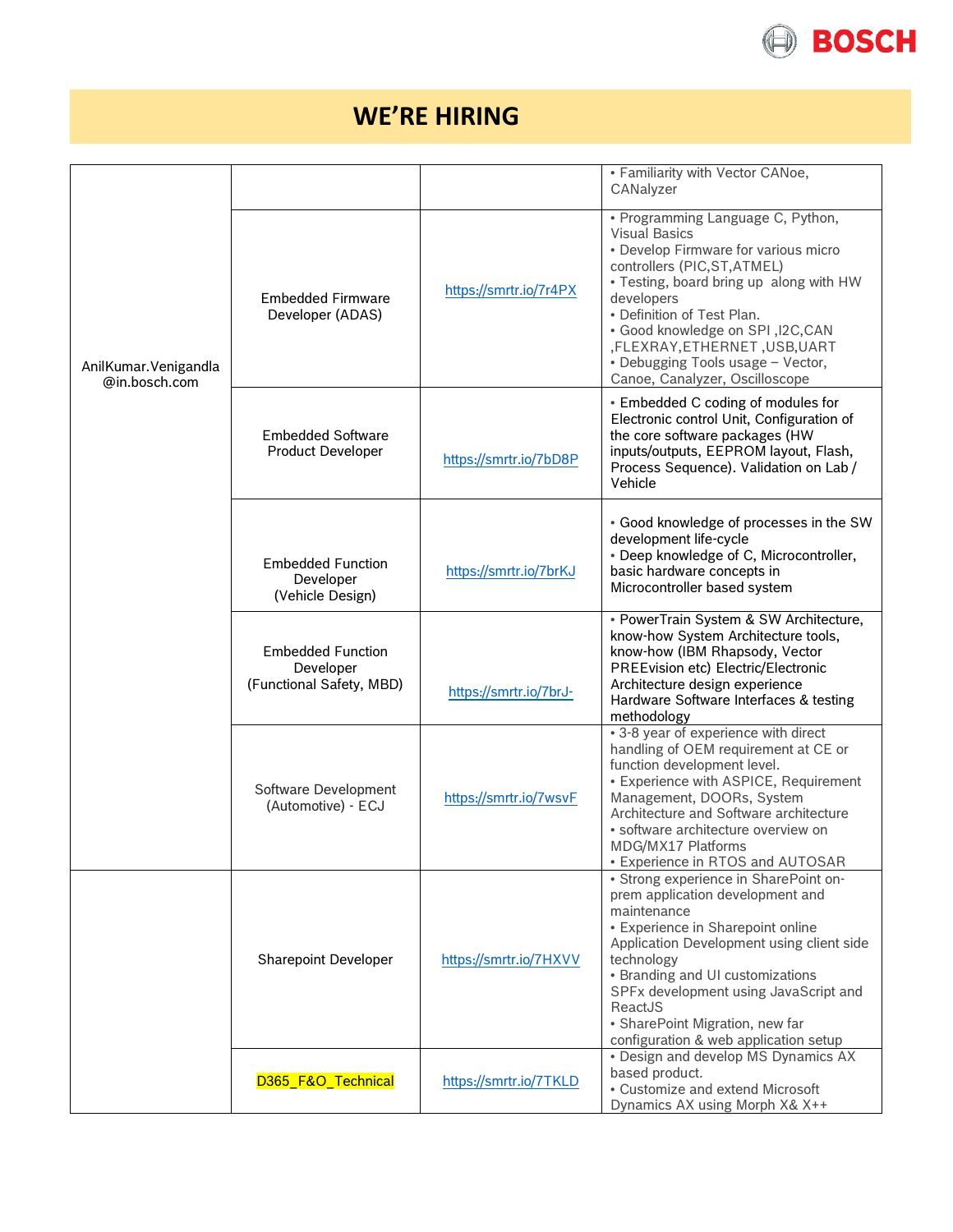# WE'RE HIRING

| | | | |
|---|---|---|---|
| AnilKumar.Venigandla @in.bosch.com | | | • Familiarity with Vector CANoe, CANalyzer |
| | Embedded Firmware Developer (ADAS) | https://smrtr.io/7r4PX | • Programming Language C, Python, Visual Basics<br>• Develop Firmware for various micro controllers (PIC,ST,ATMEL)<br>• Testing, board bring up along with HW developers<br>• Definition of Test Plan.<br>• Good knowledge on SPI ,I2C,CAN ,FLEXRAY,ETHERNET ,USB,UART<br>• Debugging Tools usage – Vector, Canoe, Canalyzer, Oscilloscope |
| | Embedded Software Product Developer | https://smrtr.io/7bD8P | • Embedded C coding of modules for Electronic control Unit, Configuration of the core software packages (HW inputs/outputs, EEPROM layout, Flash, Process Sequence). Validation on Lab / Vehicle |
| | Embedded Function Developer (Vehicle Design) | https://smrtr.io/7brKJ | • Good knowledge of processes in the SW development life-cycle<br>• Deep knowledge of C, Microcontroller, basic hardware concepts in Microcontroller based system |
| | Embedded Function Developer (Functional Safety, MBD) | https://smrtr.io/7brJ- | • PowerTrain System & SW Architecture, know-how System Architecture tools, know-how (IBM Rhapsody, Vector PREEvision etc) Electric/Electronic Architecture design experience Hardware Software Interfaces & testing methodology |
| | Software Development (Automotive) - ECJ | https://smrtr.io/7wsvF | • 3-8 year of experience with direct handling of OEM requirement at CE or function development level.<br>• Experience with ASPICE, Requirement Management, DOORs, System Architecture and Software architecture<br>• software architecture overview on MDG/MX17 Platforms<br>• Experience in RTOS and AUTOSAR |
| | Sharepoint Developer | https://smrtr.io/7HXVV | • Strong experience in SharePoint on-prem application development and maintenance<br>• Experience in Sharepoint online Application Development using client side technology<br>• Branding and UI customizations SPFx development using JavaScript and ReactJS<br>• SharePoint Migration, new far configuration & web application setup |
| | D365_F&O_Technical | https://smrtr.io/7TKLD | • Design and develop MS Dynamics AX based product.<br>• Customize and extend Microsoft Dynamics AX using Morph X& X++ |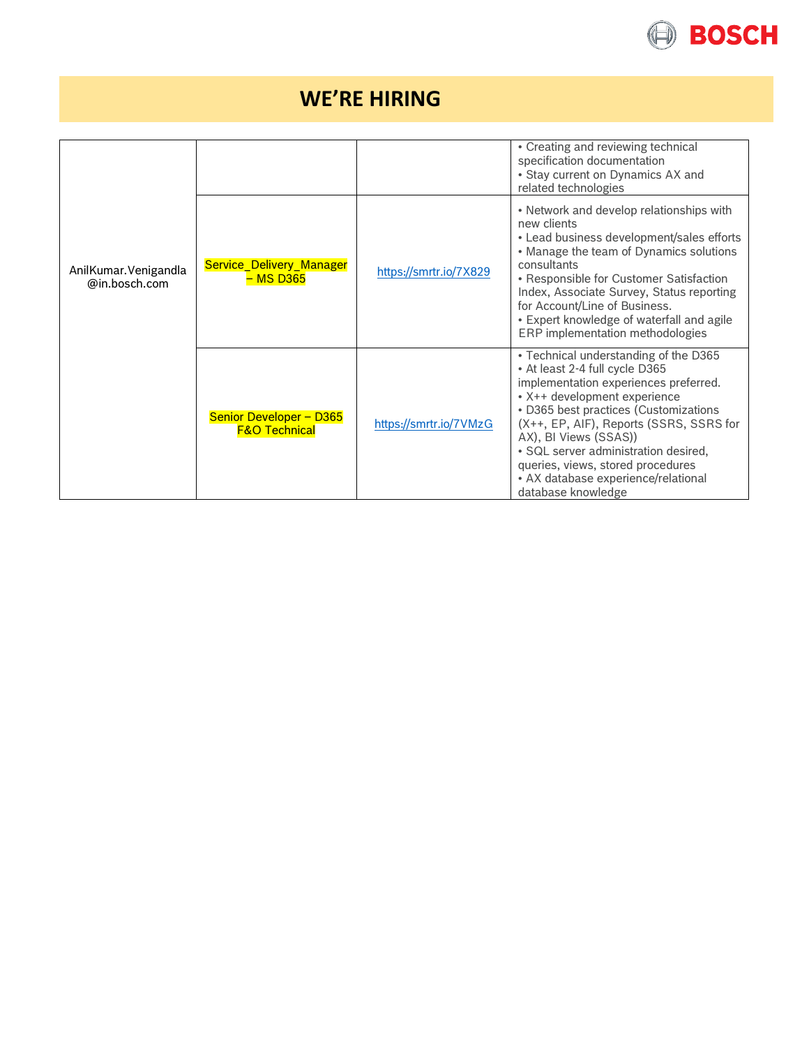# WE'RE HIRING

| | | | |
|---|---|---|---|
| AnilKumar.Venigandla@in.bosch.com | | | • Creating and reviewing technical specification documentation<br>• Stay current on Dynamics AX and related technologies |
| | Service_Delivery_Manager – MS D365 | https://smrtr.io/7X829 | • Network and develop relationships with new clients<br>• Lead business development/sales efforts<br>• Manage the team of Dynamics solutions consultants<br>• Responsible for Customer Satisfaction Index, Associate Survey, Status reporting for Account/Line of Business.<br>• Expert knowledge of waterfall and agile ERP implementation methodologies |
| | Senior Developer – D365 F&O Technical | https://smrtr.io/7VMzG | • Technical understanding of the D365<br>• At least 2-4 full cycle D365 implementation experiences preferred.<br>• X++ development experience<br>• D365 best practices (Customizations (X++, EP, AIF), Reports (SSRS, SSRS for AX), BI Views (SSAS))<br>• SQL server administration desired, queries, views, stored procedures<br>• AX database experience/relational database knowledge |